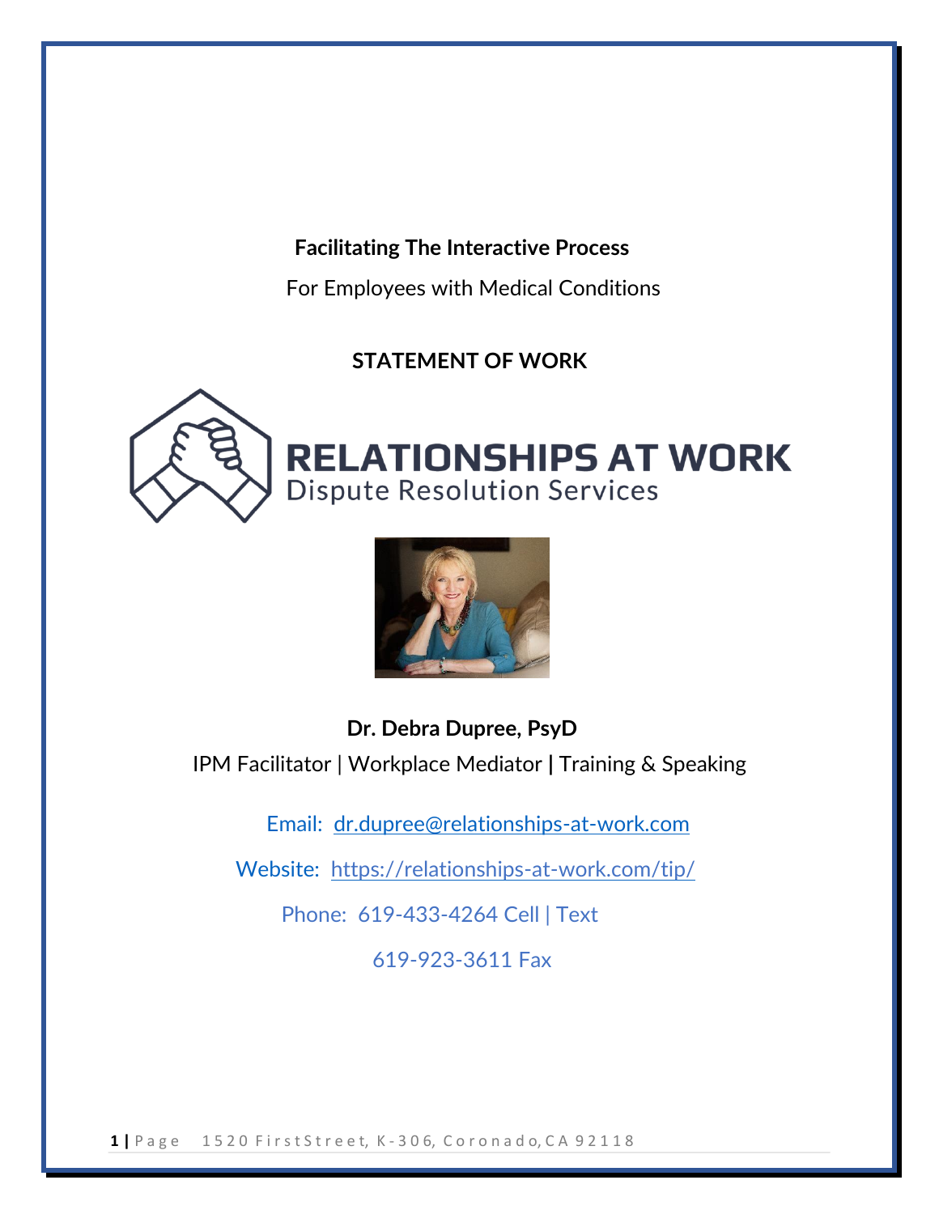**Facilitating The Interactive Process**

For Employees with Medical Conditions

# STATEMENT OF WORK

RELATIONSHIPS AT WORK
Dispute Resolution Services

**Dr. Debra Dupree, PsyD**

IPM Facilitator | Workplace Mediator | Training & Speaking

Email: dr.dupree@relationships-at-work.com

Website: https://relationships-at-work.com/tip/

Phone: 619-433-4264 Cell | Text

619-923-3611 Fax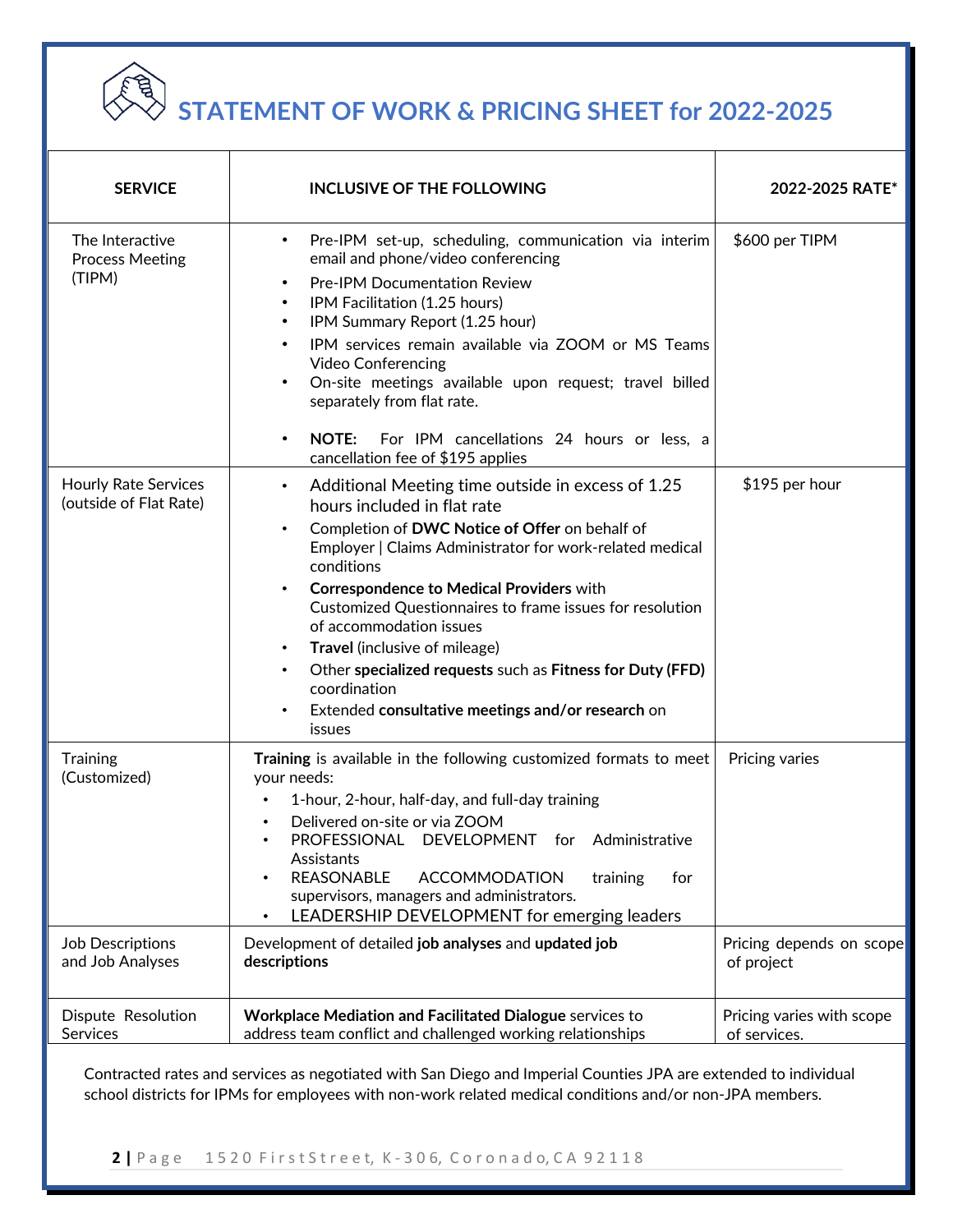# STATEMENT OF WORK & PRICING SHEET for 2022-2025

| SERVICE | INCLUSIVE OF THE FOLLOWING | 2022-2025 RATE* |
|---|---|---|
| The Interactive Process Meeting (TIPM) | • Pre-IPM set-up, scheduling, communication via interim email and phone/video conferencing<br>• Pre-IPM Documentation Review<br>• IPM Facilitation (1.25 hours)<br>• IPM Summary Report (1.25 hour)<br>• IPM services remain available via ZOOM or MS Teams Video Conferencing<br>• On-site meetings available upon request; travel billed separately from flat rate.<br>• **NOTE:** For IPM cancellations 24 hours or less, a cancellation fee of $195 applies | $600 per TIPM |
| Hourly Rate Services (outside of Flat Rate) | • Additional Meeting time outside in excess of 1.25 hours included in flat rate<br>• Completion of **DWC Notice of Offer** on behalf of Employer \| Claims Administrator for work-related medical conditions<br>• **Correspondence to Medical Providers** with Customized Questionnaires to frame issues for resolution of accommodation issues<br>• **Travel** (inclusive of mileage)<br>• Other **specialized requests** such as **Fitness for Duty (FFD)** coordination<br>• Extended **consultative meetings and/or research** on issues | $195 per hour |
| Training (Customized) | **Training** is available in the following customized formats to meet your needs:<br>• 1-hour, 2-hour, half-day, and full-day training<br>• Delivered on-site or via ZOOM<br>• PROFESSIONAL DEVELOPMENT for Administrative Assistants<br>• REASONABLE ACCOMMODATION training for supervisors, managers and administrators.<br>• LEADERSHIP DEVELOPMENT for emerging leaders | Pricing varies |
| Job Descriptions and Job Analyses | Development of detailed **job analyses** and **updated job descriptions** | Pricing depends on scope of project |
| Dispute Resolution Services | **Workplace Mediation and Facilitated Dialogue** services to address team conflict and challenged working relationships | Pricing varies with scope of services. |

Contracted rates and services as negotiated with San Diego and Imperial Counties JPA are extended to individual school districts for IPMs for employees with non-work related medical conditions and/or non-JPA members.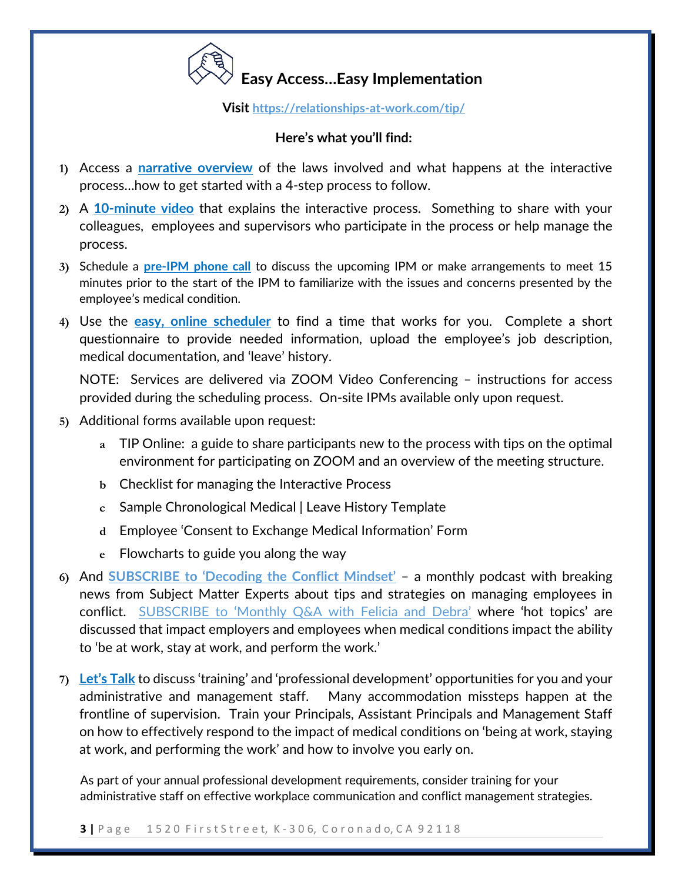## Easy Access…Easy Implementation

**Visit https://relationships-at-work.com/tip/**

**Here's what you'll find:**

1) Access a **narrative overview** of the laws involved and what happens at the interactive process…how to get started with a 4-step process to follow.
2) A **10-minute video** that explains the interactive process. Something to share with your colleagues, employees and supervisors who participate in the process or help manage the process.
3) Schedule a **pre-IPM phone call** to discuss the upcoming IPM or make arrangements to meet 15 minutes prior to the start of the IPM to familiarize with the issues and concerns presented by the employee's medical condition.
4) Use the **easy, online scheduler** to find a time that works for you. Complete a short questionnaire to provide needed information, upload the employee's job description, medical documentation, and 'leave' history.

   NOTE: Services are delivered via ZOOM Video Conferencing – instructions for access provided during the scheduling process. On-site IPMs available only upon request.
5) Additional forms available upon request:
   a. TIP Online: a guide to share participants new to the process with tips on the optimal environment for participating on ZOOM and an overview of the meeting structure.
   b. Checklist for managing the Interactive Process
   c. Sample Chronological Medical | Leave History Template
   d. Employee 'Consent to Exchange Medical Information' Form
   e. Flowcharts to guide you along the way
6) And **SUBSCRIBE to 'Decoding the Conflict Mindset'** – a monthly podcast with breaking news from Subject Matter Experts about tips and strategies on managing employees in conflict. SUBSCRIBE to 'Monthly Q&A with Felicia and Debra' where 'hot topics' are discussed that impact employers and employees when medical conditions impact the ability to 'be at work, stay at work, and perform the work.'
7) **Let's Talk** to discuss 'training' and 'professional development' opportunities for you and your administrative and management staff. Many accommodation missteps happen at the frontline of supervision. Train your Principals, Assistant Principals and Management Staff on how to effectively respond to the impact of medical conditions on 'being at work, staying at work, and performing the work' and how to involve you early on.

As part of your annual professional development requirements, consider training for your administrative staff on effective workplace communication and conflict management strategies.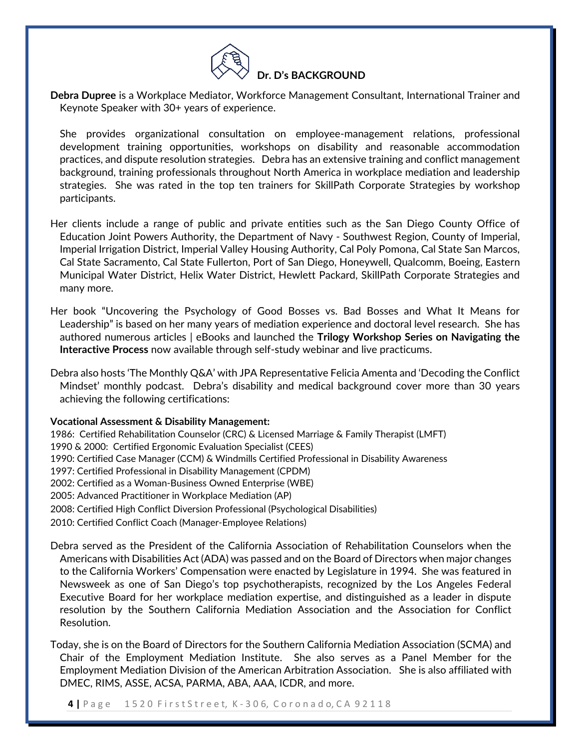## Dr. D's BACKGROUND

**Debra Dupree** is a Workplace Mediator, Workforce Management Consultant, International Trainer and Keynote Speaker with 30+ years of experience.

She provides organizational consultation on employee-management relations, professional development training opportunities, workshops on disability and reasonable accommodation practices, and dispute resolution strategies. Debra has an extensive training and conflict management background, training professionals throughout North America in workplace mediation and leadership strategies. She was rated in the top ten trainers for SkillPath Corporate Strategies by workshop participants.

Her clients include a range of public and private entities such as the San Diego County Office of Education Joint Powers Authority, the Department of Navy - Southwest Region, County of Imperial, Imperial Irrigation District, Imperial Valley Housing Authority, Cal Poly Pomona, Cal State San Marcos, Cal State Sacramento, Cal State Fullerton, Port of San Diego, Honeywell, Qualcomm, Boeing, Eastern Municipal Water District, Helix Water District, Hewlett Packard, SkillPath Corporate Strategies and many more.

Her book "Uncovering the Psychology of Good Bosses vs. Bad Bosses and What It Means for Leadership" is based on her many years of mediation experience and doctoral level research. She has authored numerous articles | eBooks and launched the **Trilogy Workshop Series on Navigating the Interactive Process** now available through self-study webinar and live practicums.

Debra also hosts 'The Monthly Q&A' with JPA Representative Felicia Amenta and 'Decoding the Conflict Mindset' monthly podcast. Debra's disability and medical background cover more than 30 years achieving the following certifications:

**Vocational Assessment & Disability Management:**

1986: Certified Rehabilitation Counselor (CRC) & Licensed Marriage & Family Therapist (LMFT)
1990 & 2000: Certified Ergonomic Evaluation Specialist (CEES)
1990: Certified Case Manager (CCM) & Windmills Certified Professional in Disability Awareness
1997: Certified Professional in Disability Management (CPDM)
2002: Certified as a Woman-Business Owned Enterprise (WBE)
2005: Advanced Practitioner in Workplace Mediation (AP)
2008: Certified High Conflict Diversion Professional (Psychological Disabilities)
2010: Certified Conflict Coach (Manager-Employee Relations)

Debra served as the President of the California Association of Rehabilitation Counselors when the Americans with Disabilities Act (ADA) was passed and on the Board of Directors when major changes to the California Workers' Compensation were enacted by Legislature in 1994. She was featured in Newsweek as one of San Diego's top psychotherapists, recognized by the Los Angeles Federal Executive Board for her workplace mediation expertise, and distinguished as a leader in dispute resolution by the Southern California Mediation Association and the Association for Conflict Resolution.

Today, she is on the Board of Directors for the Southern California Mediation Association (SCMA) and Chair of the Employment Mediation Institute. She also serves as a Panel Member for the Employment Mediation Division of the American Arbitration Association. She is also affiliated with DMEC, RIMS, ASSE, ACSA, PARMA, ABA, AAA, ICDR, and more.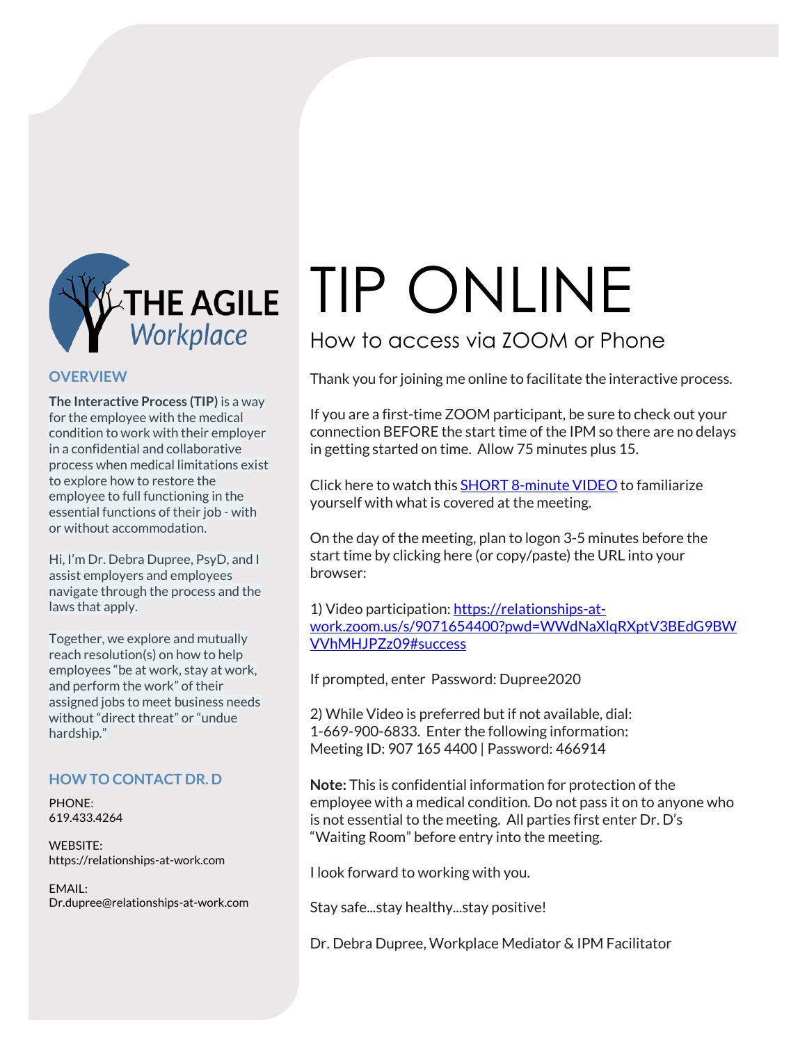THE AGILE *Workplace*

## OVERVIEW

**The Interactive Process (TIP)** is a way for the employee with the medical condition to work with their employer in a confidential and collaborative process when medical limitations exist to explore how to restore the employee to full functioning in the essential functions of their job - with or without accommodation.

Hi, I'm Dr. Debra Dupree, PsyD, and I assist employers and employees navigate through the process and the laws that apply.

Together, we explore and mutually reach resolution(s) on how to help employees "be at work, stay at work, and perform the work" of their assigned jobs to meet business needs without "direct threat" or "undue hardship."

## HOW TO CONTACT DR. D

PHONE:
619.433.4264

WEBSITE:
https://relationships-at-work.com

EMAIL:
Dr.dupree@relationships-at-work.com

# TIP ONLINE

## How to access via ZOOM or Phone

Thank you for joining me online to facilitate the interactive process.

If you are a first-time ZOOM participant, be sure to check out your connection BEFORE the start time of the IPM so there are no delays in getting started on time. Allow 75 minutes plus 15.

Click here to watch this SHORT 8-minute VIDEO to familiarize yourself with what is covered at the meeting.

On the day of the meeting, plan to logon 3-5 minutes before the start time by clicking here (or copy/paste) the URL into your browser:

1) Video participation: https://relationships-at-work.zoom.us/s/9071654400?pwd=WWdNaXlqRXptV3BEdG9BWVVhMHJPZz09#success

If prompted, enter Password: Dupree2020

2) While Video is preferred but if not available, dial:
1-669-900-6833. Enter the following information:
Meeting ID: 907 165 4400 | Password: 466914

**Note:** This is confidential information for protection of the employee with a medical condition. Do not pass it on to anyone who is not essential to the meeting. All parties first enter Dr. D's "Waiting Room" before entry into the meeting.

I look forward to working with you.

Stay safe...stay healthy...stay positive!

Dr. Debra Dupree, Workplace Mediator & IPM Facilitator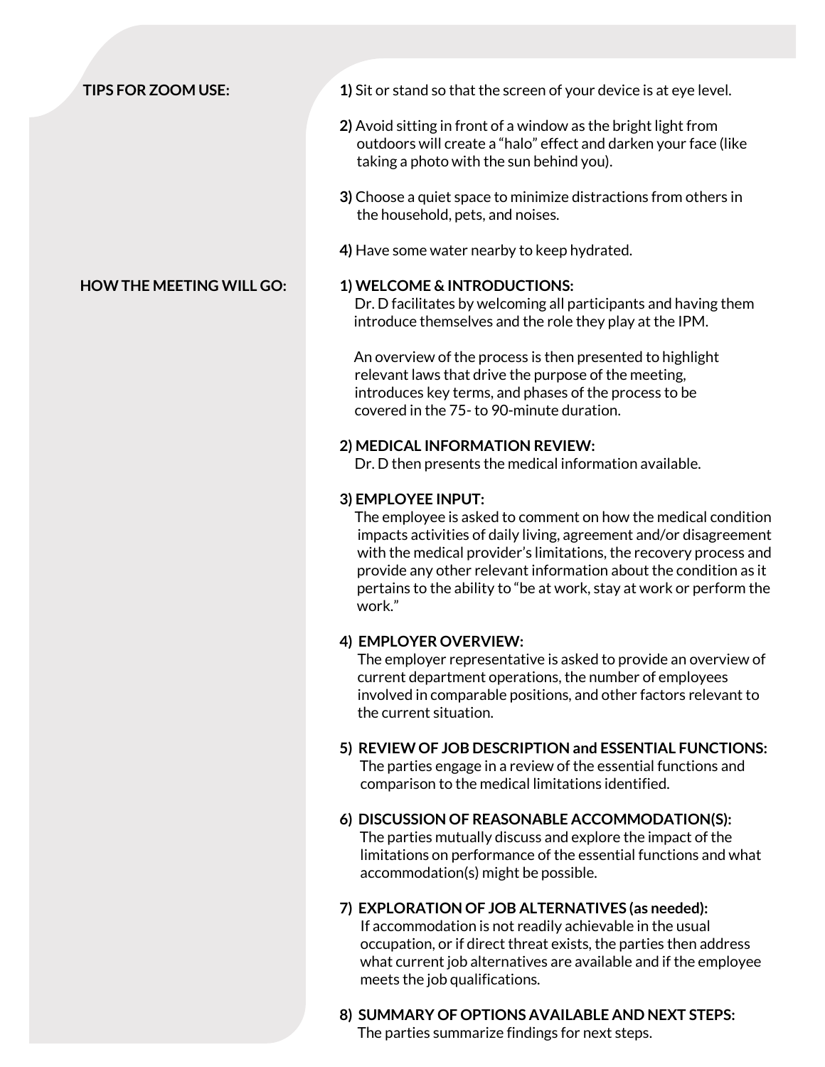## TIPS FOR ZOOM USE:

**1)** Sit or stand so that the screen of your device is at eye level.

**2)** Avoid sitting in front of a window as the bright light from outdoors will create a "halo" effect and darken your face (like taking a photo with the sun behind you).

**3)** Choose a quiet space to minimize distractions from others in the household, pets, and noises.

**4)** Have some water nearby to keep hydrated.

## HOW THE MEETING WILL GO:

**1) WELCOME & INTRODUCTIONS:**
Dr. D facilitates by welcoming all participants and having them introduce themselves and the role they play at the IPM.

An overview of the process is then presented to highlight relevant laws that drive the purpose of the meeting, introduces key terms, and phases of the process to be covered in the 75- to 90-minute duration.

**2) MEDICAL INFORMATION REVIEW:**
Dr. D then presents the medical information available.

**3) EMPLOYEE INPUT:**
The employee is asked to comment on how the medical condition impacts activities of daily living, agreement and/or disagreement with the medical provider's limitations, the recovery process and provide any other relevant information about the condition as it pertains to the ability to "be at work, stay at work or perform the work."

**4) EMPLOYER OVERVIEW:**
The employer representative is asked to provide an overview of current department operations, the number of employees involved in comparable positions, and other factors relevant to the current situation.

**5) REVIEW OF JOB DESCRIPTION and ESSENTIAL FUNCTIONS:**
The parties engage in a review of the essential functions and comparison to the medical limitations identified.

**6) DISCUSSION OF REASONABLE ACCOMMODATION(S):**
The parties mutually discuss and explore the impact of the limitations on performance of the essential functions and what accommodation(s) might be possible.

**7) EXPLORATION OF JOB ALTERNATIVES (as needed):**
If accommodation is not readily achievable in the usual occupation, or if direct threat exists, the parties then address what current job alternatives are available and if the employee meets the job qualifications.

**8) SUMMARY OF OPTIONS AVAILABLE AND NEXT STEPS:**
The parties summarize findings for next steps.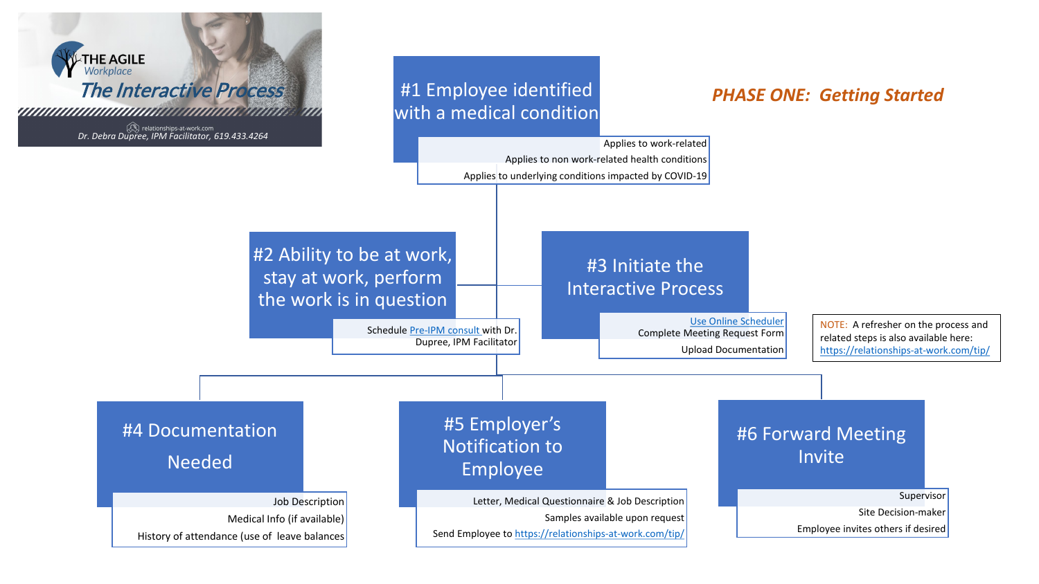**THE AGILE** *Workplace*

## *The Interactive Process*

relationships-at-work.com

*Dr. Debra Dupree, IPM Facilitator, 619.433.4264*

## *PHASE ONE: Getting Started*

### #1 Employee identified with a medical condition

- Applies to work-related
- Applies to non work-related health conditions
- Applies to underlying conditions impacted by COVID-19

### #2 Ability to be at work, stay at work, perform the work is in question

- Schedule [Pre-IPM consult](#) with Dr. Dupree, IPM Facilitator

### #3 Initiate the Interactive Process

- [Use Online Scheduler](#)
- Complete Meeting Request Form
- Upload Documentation

NOTE: A refresher on the process and related steps is also available here: https://relationships-at-work.com/tip/

### #4 Documentation Needed

- Job Description
- Medical Info (if available)
- History of attendance (use of leave balances

### #5 Employer's Notification to Employee

- Letter, Medical Questionnaire & Job Description
- Samples available upon request
- Send Employee to https://relationships-at-work.com/tip/

### #6 Forward Meeting Invite

- Supervisor
- Site Decision-maker
- Employee invites others if desired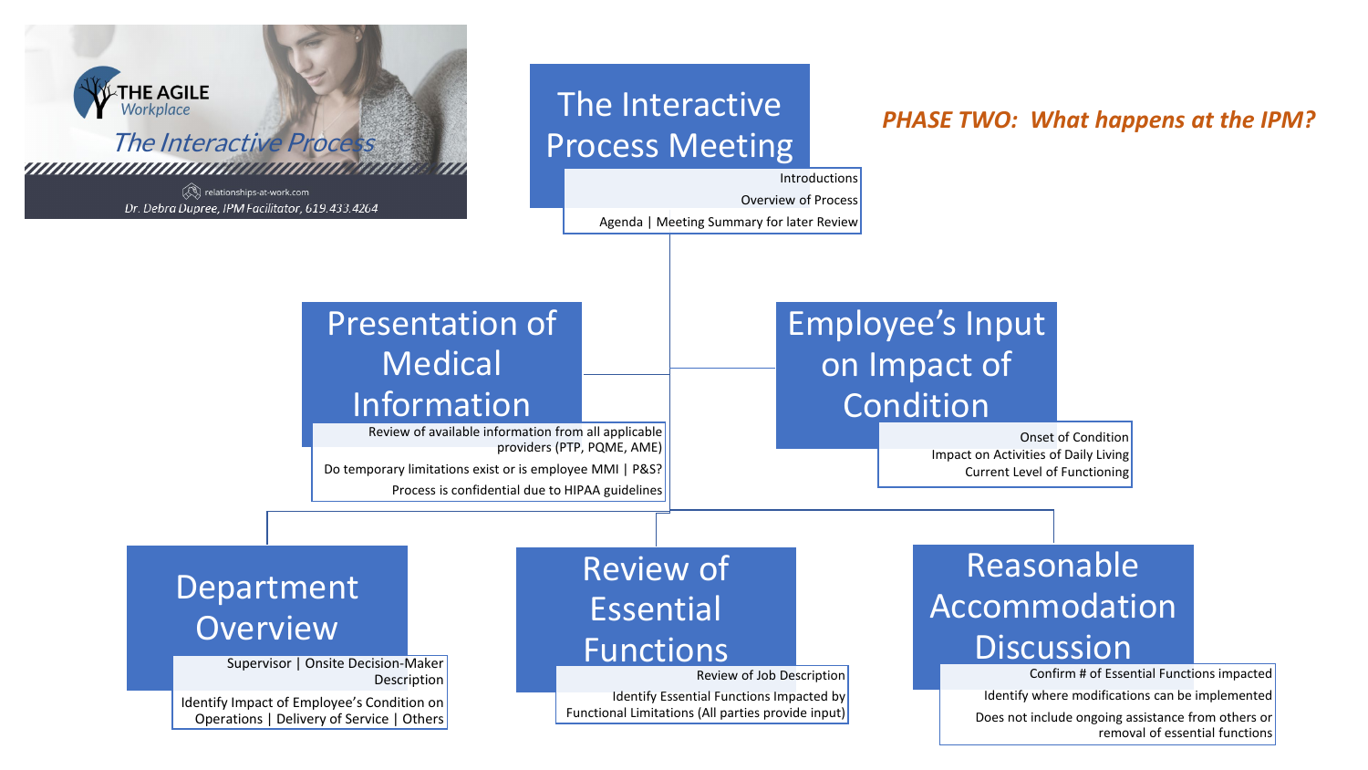THE AGILE *Workplace*

*The Interactive Process*

relationships-at-work.com

Dr. Debra Dupree, IPM Facilitator, 619.433.4264

# The Interactive Process Meeting

***PHASE TWO: What happens at the IPM?***

- Introductions
- Overview of Process
- Agenda | Meeting Summary for later Review

## Presentation of Medical Information

- Review of available information from all applicable providers (PTP, PQME, AME)
- Do temporary limitations exist or is employee MMI | P&S?
- Process is confidential due to HIPAA guidelines

## Employee's Input on Impact of Condition

- Onset of Condition
- Impact on Activities of Daily Living
- Current Level of Functioning

## Department Overview

- Supervisor | Onsite Decision-Maker Description
- Identify Impact of Employee's Condition on Operations | Delivery of Service | Others

## Review of Essential Functions

- Review of Job Description
- Identify Essential Functions Impacted by Functional Limitations (All parties provide input)

## Reasonable Accommodation Discussion

- Confirm # of Essential Functions impacted
- Identify where modifications can be implemented
- Does not include ongoing assistance from others or removal of essential functions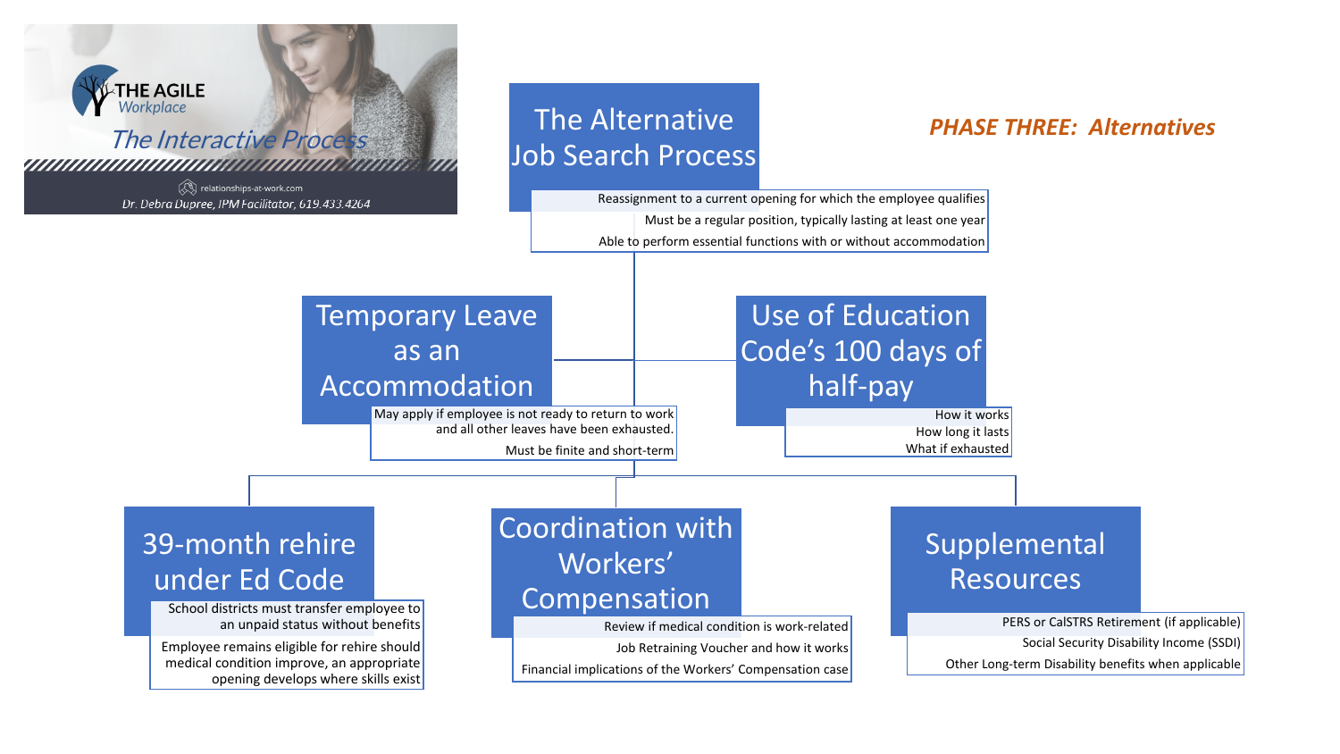THE AGILE *Workplace*

*The Interactive Process*

relationships-at-work.com

Dr. Debra Dupree, IPM Facilitator, 619.433.4264

***PHASE THREE: Alternatives***

## The Alternative Job Search Process

- Reassignment to a current opening for which the employee qualifies
- Must be a regular position, typically lasting at least one year
- Able to perform essential functions with or without accommodation

## Temporary Leave as an Accommodation

- May apply if employee is not ready to return to work and all other leaves have been exhausted.
- Must be finite and short-term

## Use of Education Code's 100 days of half-pay

- How it works
- How long it lasts
- What if exhausted

## 39-month rehire under Ed Code

- School districts must transfer employee to an unpaid status without benefits
- Employee remains eligible for rehire should medical condition improve, an appropriate opening develops where skills exist

## Coordination with Workers' Compensation

- Review if medical condition is work-related
- Job Retraining Voucher and how it works
- Financial implications of the Workers' Compensation case

## Supplemental Resources

- PERS or CalSTRS Retirement (if applicable)
- Social Security Disability Income (SSDI)
- Other Long-term Disability benefits when applicable